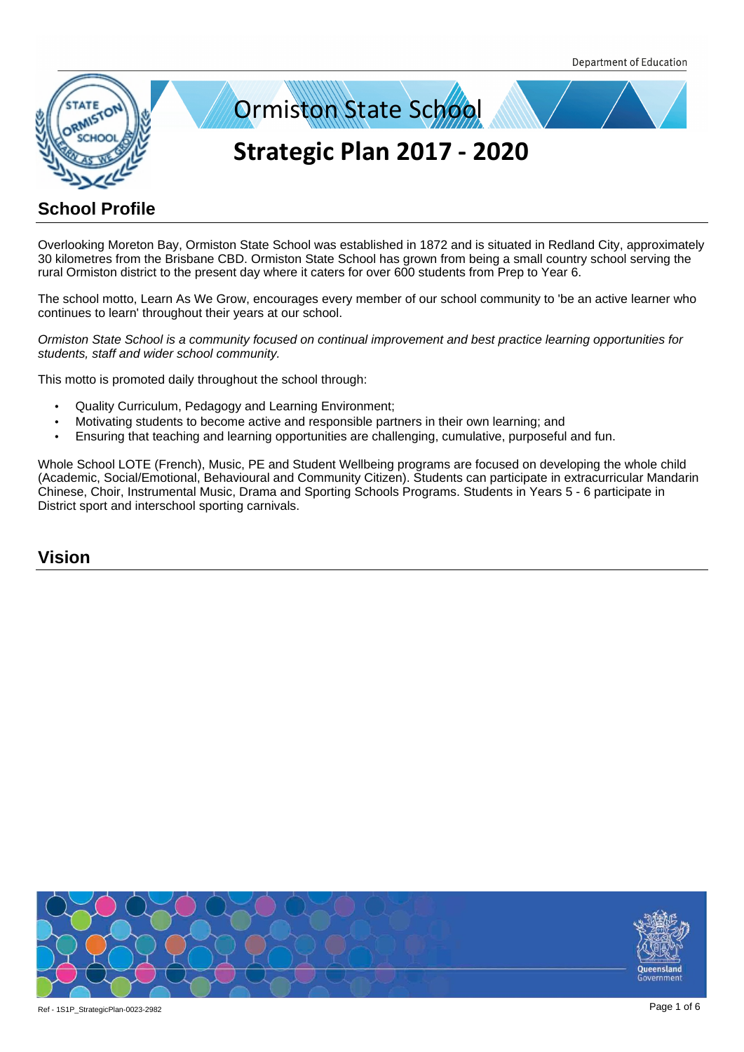Department of Education

# Ormiston State School

# Strategic Plan 2017 - 2020

## School Profile

Overlooking Moreton Bay, Ormiston State School was established in 1872 and is situated in Redland City, approximately 30 kilometres from the Brisbane CBD. Ormiston State School has grown from being a small country school serving the rural Ormiston district to the present day where it caters for over 600 students from Prep to Year 6.

The school motto, Learn As We Grow, encourages every member of our school community to 'be an active learner who continues to learn' throughout their years at our school.

*Ormiston State School is a community focused on continual improvement and best practice learning opportunities for students, staff and wider school community.*

This motto is promoted daily throughout the school through:

- Quality Curriculum, Pedagogy and Learning Environment;
- Motivating students to become active and responsible partners in their own learning; and
- Ensuring that teaching and learning opportunities are challenging, cumulative, purposeful and fun.

Whole School LOTE (French), Music, PE and Student Wellbeing programs are focused on developing the whole child (Academic, Social/Emotional, Behavioural and Community Citizen). Students can participate in extracurricular Mandarin Chinese, Choir, Instrumental Music, Drama and Sporting Schools Programs. Students in Years 5 - 6 participate in District sport and interschool sporting carnivals.

## Vision

Ref - 1S1P_StrategicPlan-0023-2982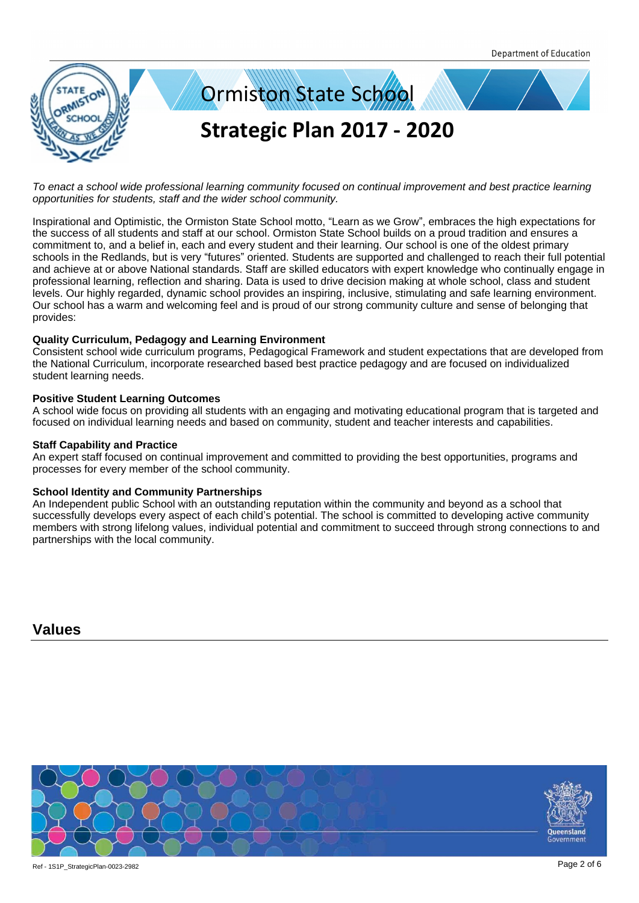# Ormiston State School

## Strategic Plan 2017 - 2020

*To enact a school wide professional learning community focused on continual improvement and best practice learning opportunities for students, staff and the wider school community.*

Inspirational and Optimistic, the Ormiston State School motto, “Learn as we Grow”, embraces the high expectations for the success of all students and staff at our school. Ormiston State School builds on a proud tradition and ensures a commitment to, and a belief in, each and every student and their learning. Our school is one of the oldest primary schools in the Redlands, but is very “futures” oriented. Students are supported and challenged to reach their full potential and achieve at or above National standards. Staff are skilled educators with expert knowledge who continually engage in professional learning, reflection and sharing. Data is used to drive decision making at whole school, class and student levels. Our highly regarded, dynamic school provides an inspiring, inclusive, stimulating and safe learning environment. Our school has a warm and welcoming feel and is proud of our strong community culture and sense of belonging that provides:

**Quality Curriculum, Pedagogy and Learning Environment**
Consistent school wide curriculum programs, Pedagogical Framework and student expectations that are developed from the National Curriculum, incorporate researched based best practice pedagogy and are focused on individualized student learning needs.

**Positive Student Learning Outcomes**
A school wide focus on providing all students with an engaging and motivating educational program that is targeted and focused on individual learning needs and based on community, student and teacher interests and capabilities.

**Staff Capability and Practice**
An expert staff focused on continual improvement and committed to providing the best opportunities, programs and processes for every member of the school community.

**School Identity and Community Partnerships**
An Independent public School with an outstanding reputation within the community and beyond as a school that successfully develops every aspect of each child’s potential. The school is committed to developing active community members with strong lifelong values, individual potential and commitment to succeed through strong connections to and partnerships with the local community.

## Values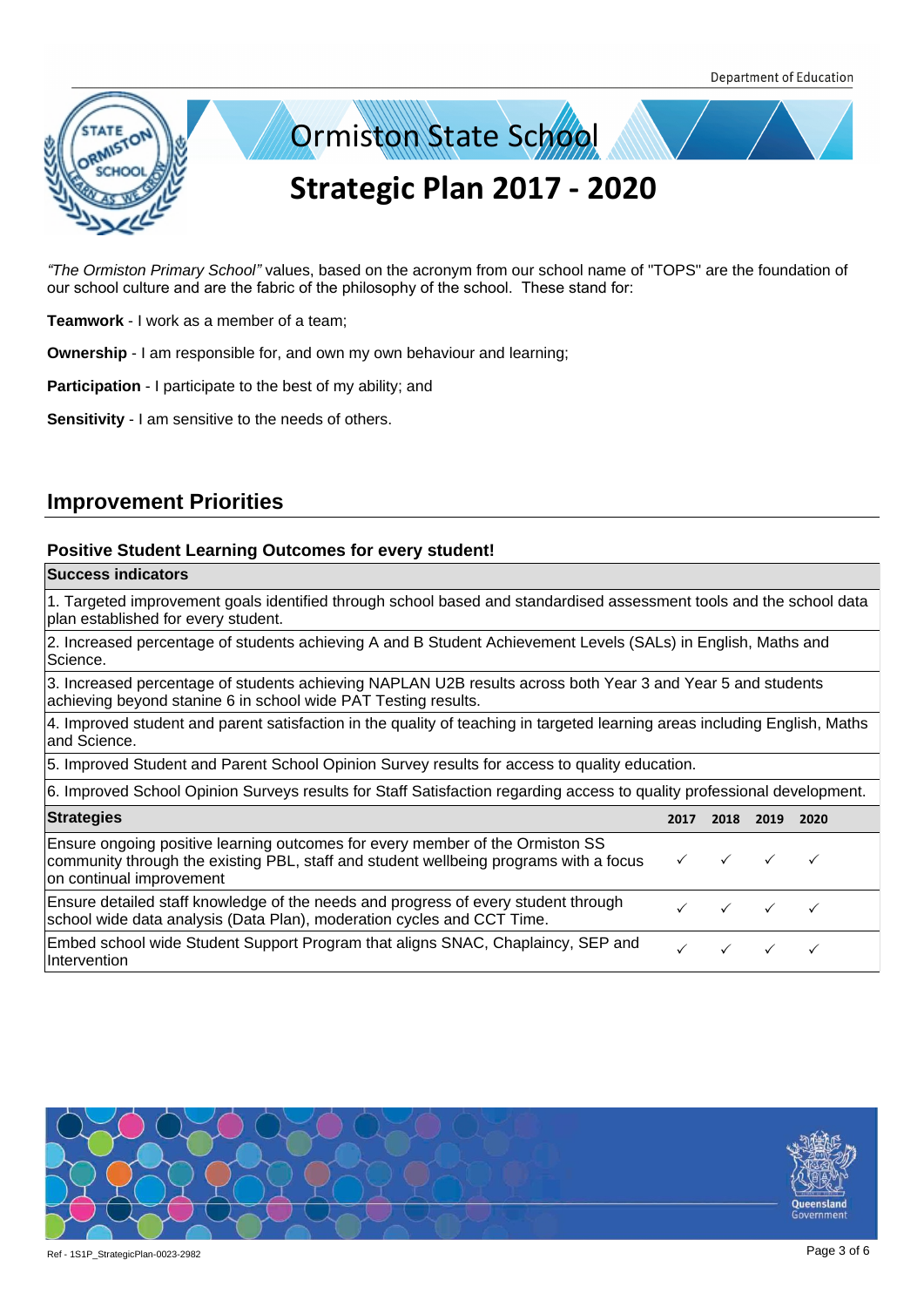# Ormiston State School

## Strategic Plan 2017 - 2020

*"The Ormiston Primary School"* values, based on the acronym from our school name of "TOPS" are the foundation of our school culture and are the fabric of the philosophy of the school. These stand for:

**Teamwork** - I work as a member of a team;

**Ownership** - I am responsible for, and own my own behaviour and learning;

**Participation** - I participate to the best of my ability; and

**Sensitivity** - I am sensitive to the needs of others.

## Improvement Priorities

### Positive Student Learning Outcomes for every student!

| Success indicators |
|---|
| 1. Targeted improvement goals identified through school based and standardised assessment tools and the school data plan established for every student. |
| 2. Increased percentage of students achieving A and B Student Achievement Levels (SALs) in English, Maths and Science. |
| 3. Increased percentage of students achieving NAPLAN U2B results across both Year 3 and Year 5 and students achieving beyond stanine 6 in school wide PAT Testing results. |
| 4. Improved student and parent satisfaction in the quality of teaching in targeted learning areas including English, Maths and Science. |
| 5. Improved Student and Parent School Opinion Survey results for access to quality education. |
| 6. Improved School Opinion Surveys results for Staff Satisfaction regarding access to quality professional development. |

| Strategies | 2017 | 2018 | 2019 | 2020 |
|---|---|---|---|---|
| Ensure ongoing positive learning outcomes for every member of the Ormiston SS community through the existing PBL, staff and student wellbeing programs with a focus on continual improvement | ✓ | ✓ | ✓ | ✓ |
| Ensure detailed staff knowledge of the needs and progress of every student through school wide data analysis (Data Plan), moderation cycles and CCT Time. | ✓ | ✓ | ✓ | ✓ |
| Embed school wide Student Support Program that aligns SNAC, Chaplaincy, SEP and Intervention | ✓ | ✓ | ✓ | ✓ |

Ref - 1S1P_StrategicPlan-0023-2982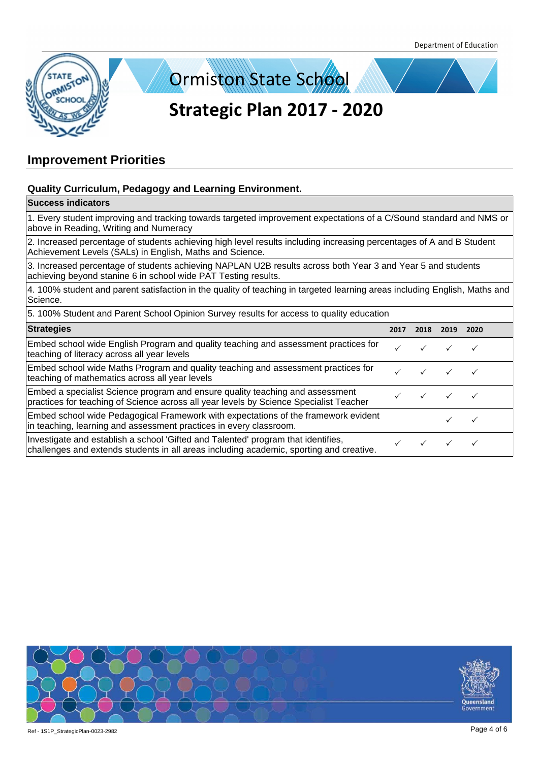# Ormiston State School

## Strategic Plan 2017 - 2020

## Improvement Priorities

### Quality Curriculum, Pedagogy and Learning Environment.

| Success indicators |
|---|
| 1. Every student improving and tracking towards targeted improvement expectations of a C/Sound standard and NMS or above in Reading, Writing and Numeracy |
| 2. Increased percentage of students achieving high level results including increasing percentages of A and B Student Achievement Levels (SALs) in English, Maths and Science. |
| 3. Increased percentage of students achieving NAPLAN U2B results across both Year 3 and Year 5 and students achieving beyond stanine 6 in school wide PAT Testing results. |
| 4. 100% student and parent satisfaction in the quality of teaching in targeted learning areas including English, Maths and Science. |
| 5. 100% Student and Parent School Opinion Survey results for access to quality education |

| Strategies | 2017 | 2018 | 2019 | 2020 |
|---|---|---|---|---|
| Embed school wide English Program and quality teaching and assessment practices for teaching of literacy across all year levels | ✓ | ✓ | ✓ | ✓ |
| Embed school wide Maths Program and quality teaching and assessment practices for teaching of mathematics across all year levels | ✓ | ✓ | ✓ | ✓ |
| Embed a specialist Science program and ensure quality teaching and assessment practices for teaching of Science across all year levels by Science Specialist Teacher | ✓ | ✓ | ✓ | ✓ |
| Embed school wide Pedagogical Framework with expectations of the framework evident in teaching, learning and assessment practices in every classroom. | | | ✓ | ✓ |
| Investigate and establish a school 'Gifted and Talented' program that identifies, challenges and extends students in all areas including academic, sporting and creative. | ✓ | ✓ | ✓ | ✓ |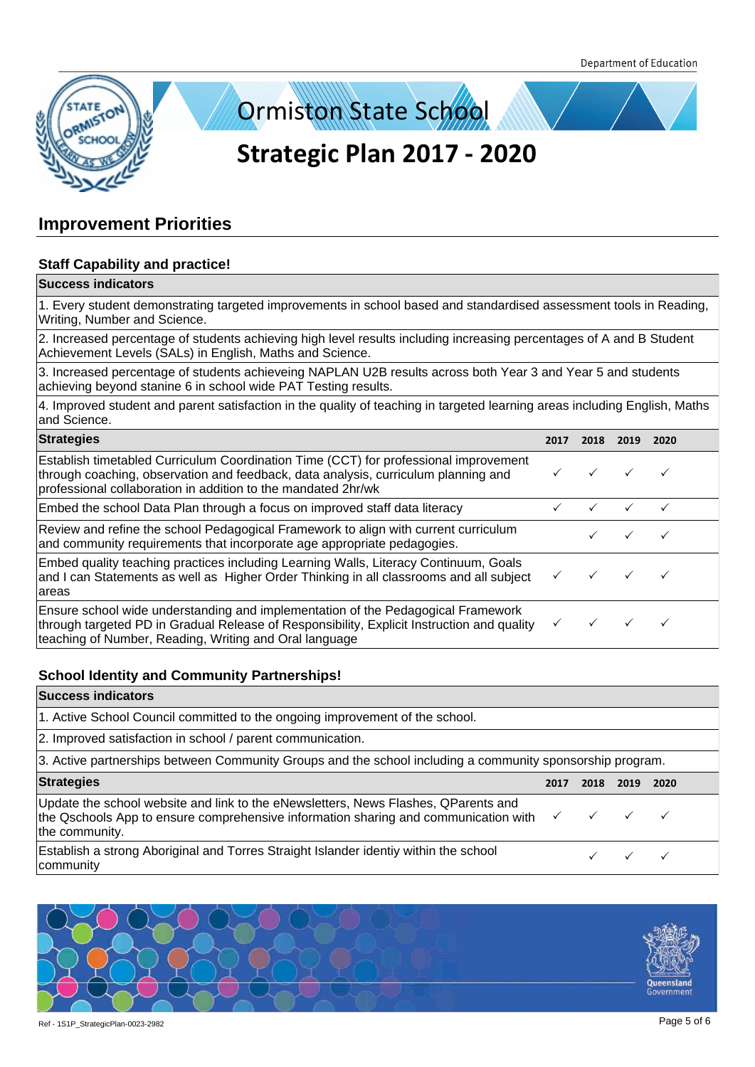# Ormiston State School

# Strategic Plan 2017 - 2020

## Improvement Priorities

### Staff Capability and practice!

| Success indicators | | | | |
|---|---|---|---|---|
| 1. Every student demonstrating targeted improvements in school based and standardised assessment tools in Reading, Writing, Number and Science. | | | | |
| 2. Increased percentage of students achieving high level results including increasing percentages of A and B Student Achievement Levels (SALs) in English, Maths and Science. | | | | |
| 3. Increased percentage of students achieveing NAPLAN U2B results across both Year 3 and Year 5 and students achieving beyond stanine 6 in school wide PAT Testing results. | | | | |
| 4. Improved student and parent satisfaction in the quality of teaching in targeted learning areas including English, Maths and Science. | | | | |
| **Strategies** | **2017** | **2018** | **2019** | **2020** |
| Establish timetabled Curriculum Coordination Time (CCT) for professional improvement through coaching, observation and feedback, data analysis, curriculum planning and professional collaboration in addition to the mandated 2hr/wk | ✓ | ✓ | ✓ | ✓ |
| Embed the school Data Plan through a focus on improved staff data literacy | ✓ | ✓ | ✓ | ✓ |
| Review and refine the school Pedagogical Framework to align with current curriculum and community requirements that incorporate age appropriate pedagogies. | | ✓ | ✓ | ✓ |
| Embed quality teaching practices including Learning Walls, Literacy Continuum, Goals and I can Statements as well as Higher Order Thinking in all classrooms and all subject areas | ✓ | ✓ | ✓ | ✓ |
| Ensure school wide understanding and implementation of the Pedagogical Framework through targeted PD in Gradual Release of Responsibility, Explicit Instruction and quality teaching of Number, Reading, Writing and Oral language | ✓ | ✓ | ✓ | ✓ |

### School Identity and Community Partnerships!

| Success indicators | | | | |
|---|---|---|---|---|
| 1. Active School Council committed to the ongoing improvement of the school. | | | | |
| 2. Improved satisfaction in school / parent communication. | | | | |
| 3. Active partnerships between Community Groups and the school including a community sponsorship program. | | | | |
| **Strategies** | **2017** | **2018** | **2019** | **2020** |
| Update the school website and link to the eNewsletters, News Flashes, QParents and the Qschools App to ensure comprehensive information sharing and communication with the community. | ✓ | ✓ | ✓ | ✓ |
| Establish a strong Aboriginal and Torres Straight Islander identiy within the school community | | ✓ | ✓ | ✓ |

Ref - 1S1P_StrategicPlan-0023-2982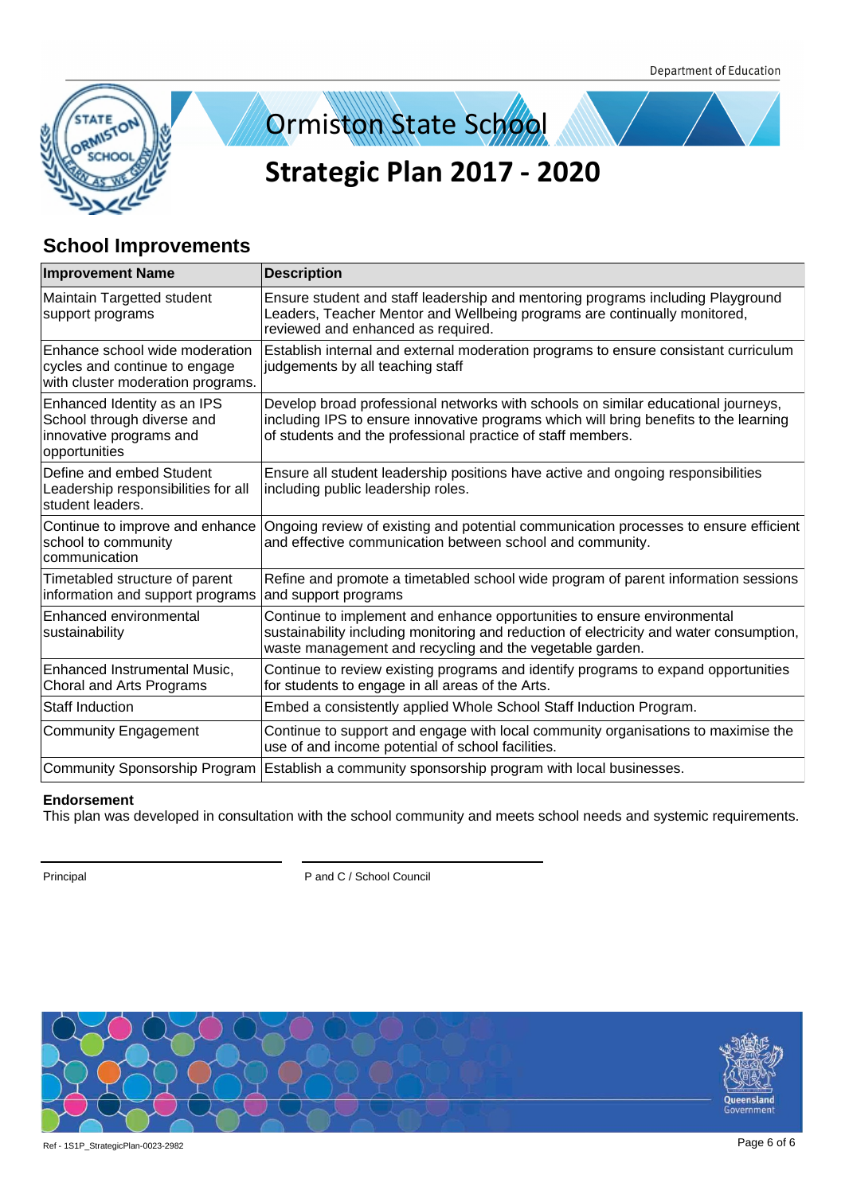# Ormiston State School

# Strategic Plan 2017 - 2020

## School Improvements

| Improvement Name | Description |
|---|---|
| Maintain Targetted student support programs | Ensure student and staff leadership and mentoring programs including Playground Leaders, Teacher Mentor and Wellbeing programs are continually monitored, reviewed and enhanced as required. |
| Enhance school wide moderation cycles and continue to engage with cluster moderation programs. | Establish internal and external moderation programs to ensure consistant curriculum judgements by all teaching staff |
| Enhanced Identity as an IPS School through diverse and innovative programs and opportunities | Develop broad professional networks with schools on similar educational journeys, including IPS to ensure innovative programs which will bring benefits to the learning of students and the professional practice of staff members. |
| Define and embed Student Leadership responsibilities for all student leaders. | Ensure all student leadership positions have active and ongoing responsibilities including public leadership roles. |
| Continue to improve and enhance school to community communication | Ongoing review of existing and potential communication processes to ensure efficient and effective communication between school and community. |
| Timetabled structure of parent information and support programs | Refine and promote a timetabled school wide program of parent information sessions and support programs |
| Enhanced environmental sustainability | Continue to implement and enhance opportunities to ensure environmental sustainability including monitoring and reduction of electricity and water consumption, waste management and recycling and the vegetable garden. |
| Enhanced Instrumental Music, Choral and Arts Programs | Continue to review existing programs and identify programs to expand opportunities for students to engage in all areas of the Arts. |
| Staff Induction | Embed a consistently applied Whole School Staff Induction Program. |
| Community Engagement | Continue to support and engage with local community organisations to maximise the use of and income potential of school facilities. |
| Community Sponsorship Program | Establish a community sponsorship program with local businesses. |

**Endorsement**

This plan was developed in consultation with the school community and meets school needs and systemic requirements.

Principal

P and C / School Council

Ref - 1S1P_StrategicPlan-0023-2982